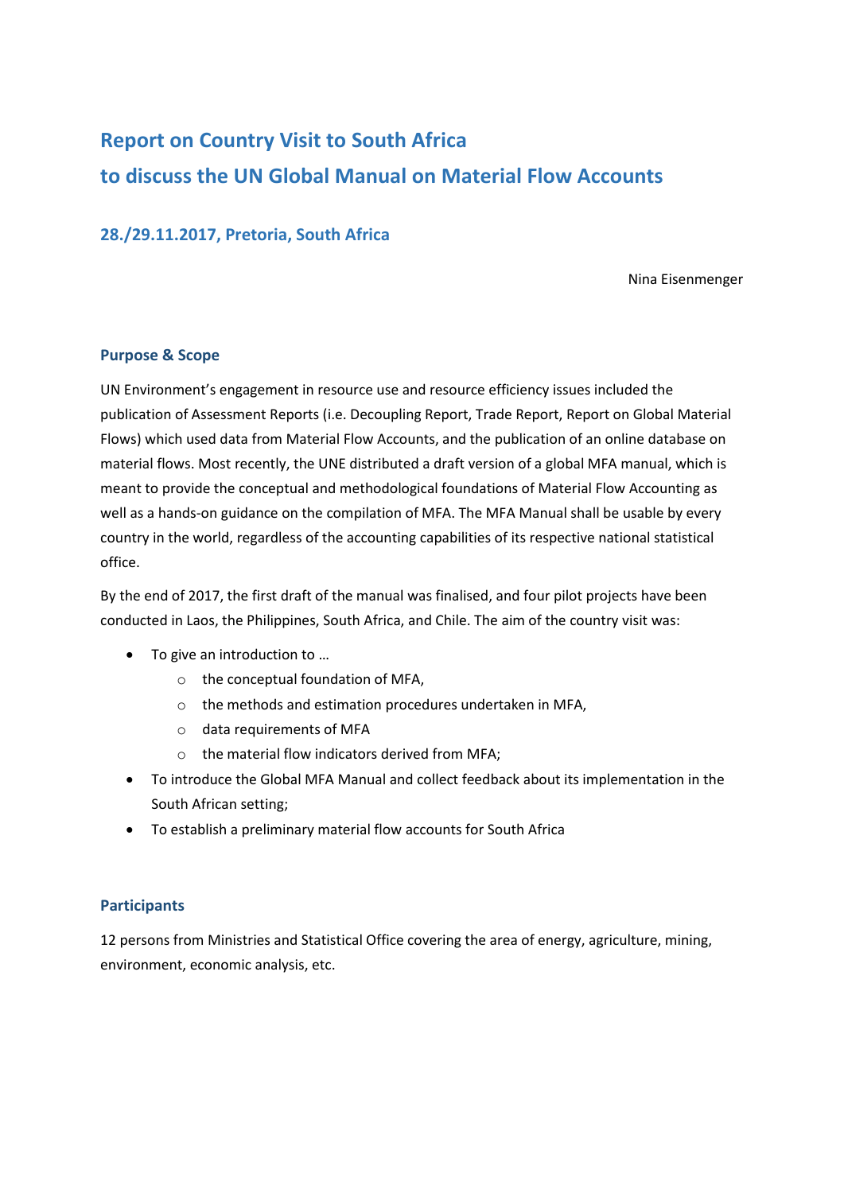# Report on Country Visit to South Africa
# to discuss the UN Global Manual on Material Flow Accounts

## 28./29.11.2017, Pretoria, South Africa

Nina Eisenmenger

### Purpose & Scope

UN Environment's engagement in resource use and resource efficiency issues included the publication of Assessment Reports (i.e. Decoupling Report, Trade Report, Report on Global Material Flows) which used data from Material Flow Accounts, and the publication of an online database on material flows. Most recently, the UNE distributed a draft version of a global MFA manual, which is meant to provide the conceptual and methodological foundations of Material Flow Accounting as well as a hands-on guidance on the compilation of MFA. The MFA Manual shall be usable by every country in the world, regardless of the accounting capabilities of its respective national statistical office.

By the end of 2017, the first draft of the manual was finalised, and four pilot projects have been conducted in Laos, the Philippines, South Africa, and Chile. The aim of the country visit was:

- To give an introduction to …
    - the conceptual foundation of MFA,
    - the methods and estimation procedures undertaken in MFA,
    - data requirements of MFA
    - the material flow indicators derived from MFA;
- To introduce the Global MFA Manual and collect feedback about its implementation in the South African setting;
- To establish a preliminary material flow accounts for South Africa

### Participants

12 persons from Ministries and Statistical Office covering the area of energy, agriculture, mining, environment, economic analysis, etc.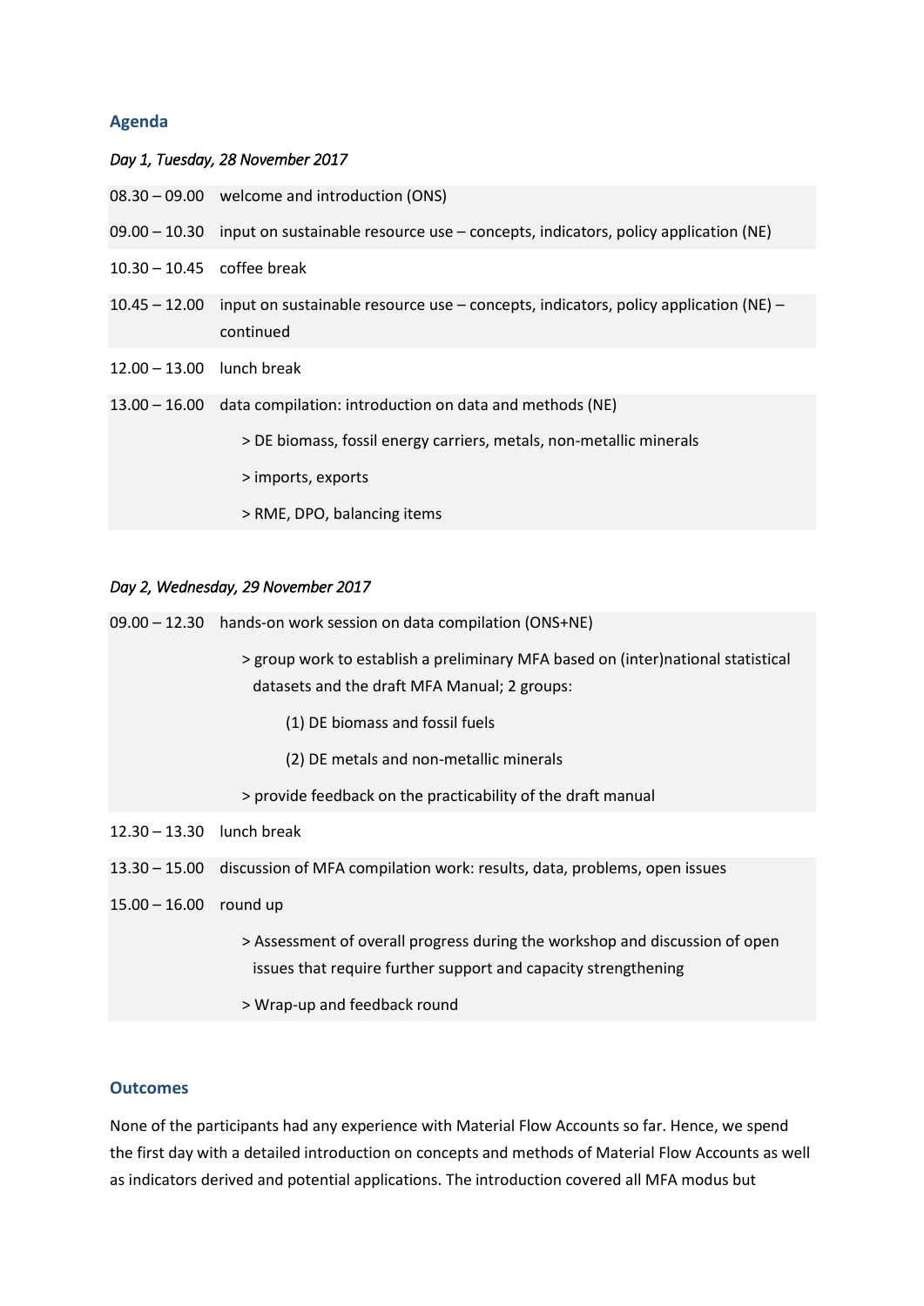## Agenda

*Day 1, Tuesday, 28 November 2017*

| | |
|---|---|
| 08.30 – 09.00 | welcome and introduction (ONS) |
| 09.00 – 10.30 | input on sustainable resource use – concepts, indicators, policy application (NE) |
| 10.30 – 10.45 | coffee break |
| 10.45 – 12.00 | input on sustainable resource use – concepts, indicators, policy application (NE) – continued |
| 12.00 – 13.00 | lunch break |
| 13.00 – 16.00 | data compilation: introduction on data and methods (NE)<br>> DE biomass, fossil energy carriers, metals, non-metallic minerals<br>> imports, exports<br>> RME, DPO, balancing items |

*Day 2, Wednesday, 29 November 2017*

| | |
|---|---|
| 09.00 – 12.30 | hands-on work session on data compilation (ONS+NE)<br>> group work to establish a preliminary MFA based on (inter)national statistical datasets and the draft MFA Manual; 2 groups:<br>(1) DE biomass and fossil fuels<br>(2) DE metals and non-metallic minerals<br>> provide feedback on the practicability of the draft manual |
| 12.30 – 13.30 | lunch break |
| 13.30 – 15.00 | discussion of MFA compilation work: results, data, problems, open issues |
| 15.00 – 16.00 | round up<br>> Assessment of overall progress during the workshop and discussion of open issues that require further support and capacity strengthening<br>> Wrap-up and feedback round |

## Outcomes

None of the participants had any experience with Material Flow Accounts so far. Hence, we spend the first day with a detailed introduction on concepts and methods of Material Flow Accounts as well as indicators derived and potential applications. The introduction covered all MFA modus but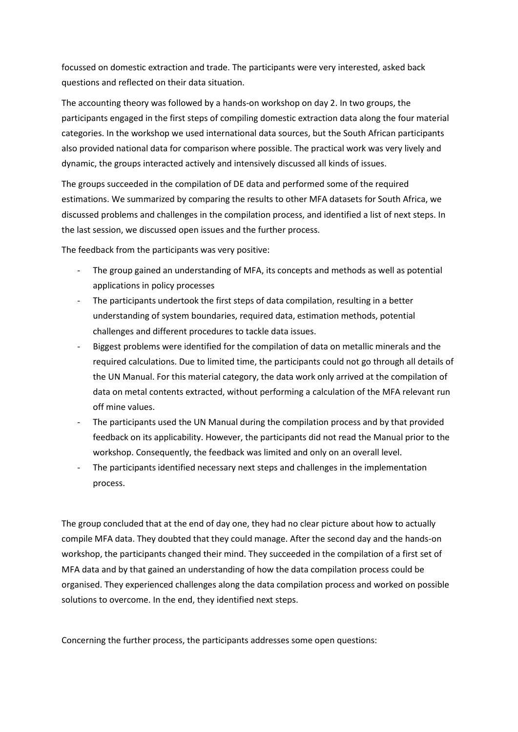focussed on domestic extraction and trade. The participants were very interested, asked back questions and reflected on their data situation.

The accounting theory was followed by a hands-on workshop on day 2. In two groups, the participants engaged in the first steps of compiling domestic extraction data along the four material categories. In the workshop we used international data sources, but the South African participants also provided national data for comparison where possible. The practical work was very lively and dynamic, the groups interacted actively and intensively discussed all kinds of issues.

The groups succeeded in the compilation of DE data and performed some of the required estimations. We summarized by comparing the results to other MFA datasets for South Africa, we discussed problems and challenges in the compilation process, and identified a list of next steps. In the last session, we discussed open issues and the further process.

The feedback from the participants was very positive:

- The group gained an understanding of MFA, its concepts and methods as well as potential applications in policy processes
- The participants undertook the first steps of data compilation, resulting in a better understanding of system boundaries, required data, estimation methods, potential challenges and different procedures to tackle data issues.
- Biggest problems were identified for the compilation of data on metallic minerals and the required calculations. Due to limited time, the participants could not go through all details of the UN Manual. For this material category, the data work only arrived at the compilation of data on metal contents extracted, without performing a calculation of the MFA relevant run off mine values.
- The participants used the UN Manual during the compilation process and by that provided feedback on its applicability. However, the participants did not read the Manual prior to the workshop. Consequently, the feedback was limited and only on an overall level.
- The participants identified necessary next steps and challenges in the implementation process.

The group concluded that at the end of day one, they had no clear picture about how to actually compile MFA data. They doubted that they could manage. After the second day and the hands-on workshop, the participants changed their mind. They succeeded in the compilation of a first set of MFA data and by that gained an understanding of how the data compilation process could be organised. They experienced challenges along the data compilation process and worked on possible solutions to overcome. In the end, they identified next steps.

Concerning the further process, the participants addresses some open questions: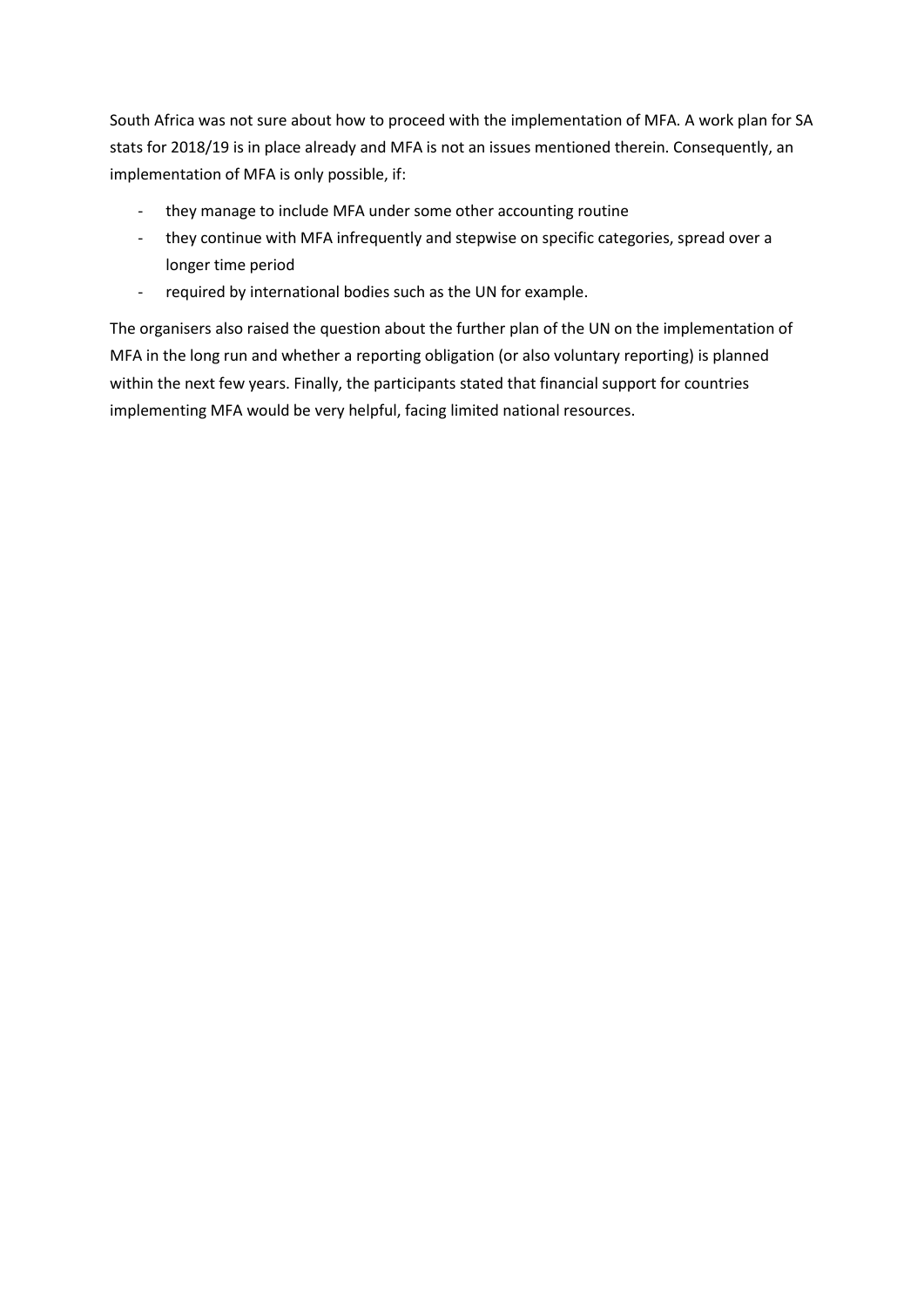South Africa was not sure about how to proceed with the implementation of MFA. A work plan for SA stats for 2018/19 is in place already and MFA is not an issues mentioned therein. Consequently, an implementation of MFA is only possible, if:

- they manage to include MFA under some other accounting routine
- they continue with MFA infrequently and stepwise on specific categories, spread over a longer time period
- required by international bodies such as the UN for example.

The organisers also raised the question about the further plan of the UN on the implementation of MFA in the long run and whether a reporting obligation (or also voluntary reporting) is planned within the next few years. Finally, the participants stated that financial support for countries implementing MFA would be very helpful, facing limited national resources.